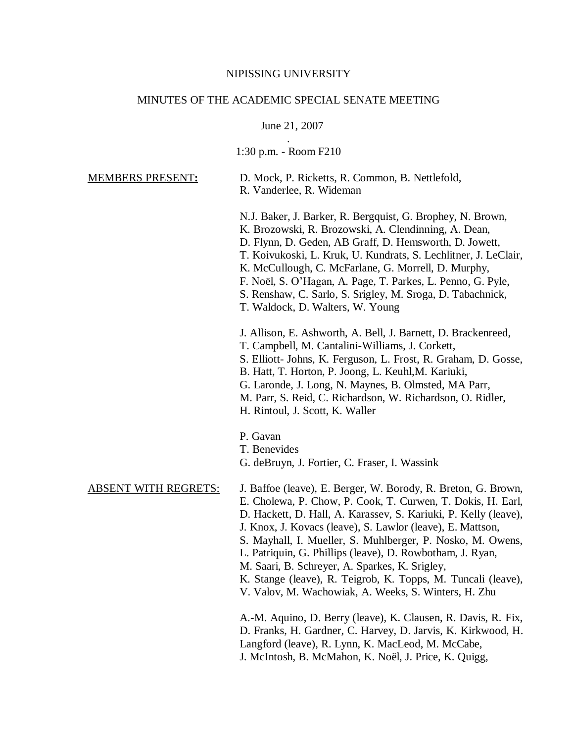NIPISSING UNIVERSITY

MINUTES OF THE ACADEMIC SPECIAL SENATE MEETING

June 21, 2007

.

1:30 p.m. - Room F210

MEMBERS PRESENT:

D. Mock, P. Ricketts, R. Common, B. Nettlefold, R. Vanderlee, R. Wideman

N.J. Baker, J. Barker, R. Bergquist, G. Brophey, N. Brown, K. Brozowski, R. Brozowski, A. Clendinning, A. Dean, D. Flynn, D. Geden, AB Graff, D. Hemsworth, D. Jowett, T. Koivukoski, L. Kruk, U. Kundrats, S. Lechlitner, J. LeClair, K. McCullough, C. McFarlane, G. Morrell, D. Murphy, F. Noël, S. O'Hagan, A. Page, T. Parkes, L. Penno, G. Pyle, S. Renshaw, C. Sarlo, S. Srigley, M. Sroga, D. Tabachnick, T. Waldock, D. Walters, W. Young

J. Allison, E. Ashworth, A. Bell, J. Barnett, D. Brackenreed, T. Campbell, M. Cantalini-Williams, J. Corkett, S. Elliott- Johns, K. Ferguson, L. Frost, R. Graham, D. Gosse, B. Hatt, T. Horton, P. Joong, L. Keuhl,M. Kariuki, G. Laronde, J. Long, N. Maynes, B. Olmsted, MA Parr, M. Parr, S. Reid, C. Richardson, W. Richardson, O. Ridler, H. Rintoul, J. Scott, K. Waller

P. Gavan
T. Benevides
G. deBruyn, J. Fortier, C. Fraser, I. Wassink

ABSENT WITH REGRETS:

J. Baffoe (leave), E. Berger, W. Borody, R. Breton, G. Brown, E. Cholewa, P. Chow, P. Cook, T. Curwen, T. Dokis, H. Earl, D. Hackett, D. Hall, A. Karassev, S. Kariuki, P. Kelly (leave), J. Knox, J. Kovacs (leave), S. Lawlor (leave), E. Mattson, S. Mayhall, I. Mueller, S. Muhlberger, P. Nosko, M. Owens, L. Patriquin, G. Phillips (leave), D. Rowbotham, J. Ryan, M. Saari, B. Schreyer, A. Sparkes, K. Srigley, K. Stange (leave), R. Teigrob, K. Topps, M. Tuncali (leave), V. Valov, M. Wachowiak, A. Weeks, S. Winters, H. Zhu

A.-M. Aquino, D. Berry (leave), K. Clausen, R. Davis, R. Fix, D. Franks, H. Gardner, C. Harvey, D. Jarvis, K. Kirkwood, H. Langford (leave), R. Lynn, K. MacLeod, M. McCabe, J. McIntosh, B. McMahon, K. Noël, J. Price, K. Quigg,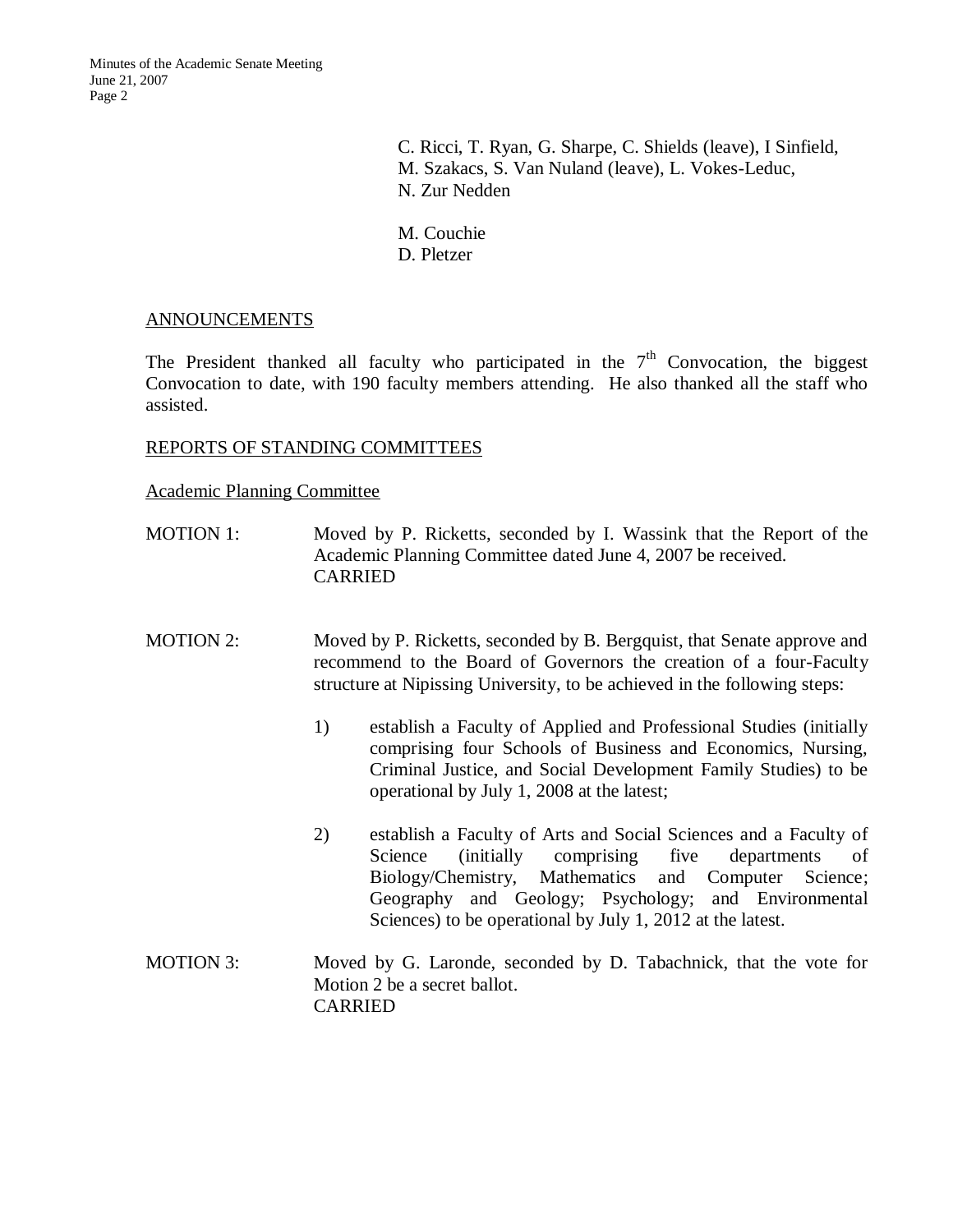C. Ricci, T. Ryan, G. Sharpe, C. Shields (leave), I Sinfield, M. Szakacs, S. Van Nuland (leave), L. Vokes-Leduc, N. Zur Nedden

M. Couchie
D. Pletzer

## ANNOUNCEMENTS

The President thanked all faculty who participated in the 7th Convocation, the biggest Convocation to date, with 190 faculty members attending. He also thanked all the staff who assisted.

## REPORTS OF STANDING COMMITTEES

### Academic Planning Committee

MOTION 1: Moved by P. Ricketts, seconded by I. Wassink that the Report of the Academic Planning Committee dated June 4, 2007 be received.
CARRIED

MOTION 2: Moved by P. Ricketts, seconded by B. Bergquist, that Senate approve and recommend to the Board of Governors the creation of a four-Faculty structure at Nipissing University, to be achieved in the following steps:

1) establish a Faculty of Applied and Professional Studies (initially comprising four Schools of Business and Economics, Nursing, Criminal Justice, and Social Development Family Studies) to be operational by July 1, 2008 at the latest;

2) establish a Faculty of Arts and Social Sciences and a Faculty of Science (initially comprising five departments of Biology/Chemistry, Mathematics and Computer Science; Geography and Geology; Psychology; and Environmental Sciences) to be operational by July 1, 2012 at the latest.

MOTION 3: Moved by G. Laronde, seconded by D. Tabachnick, that the vote for Motion 2 be a secret ballot.
CARRIED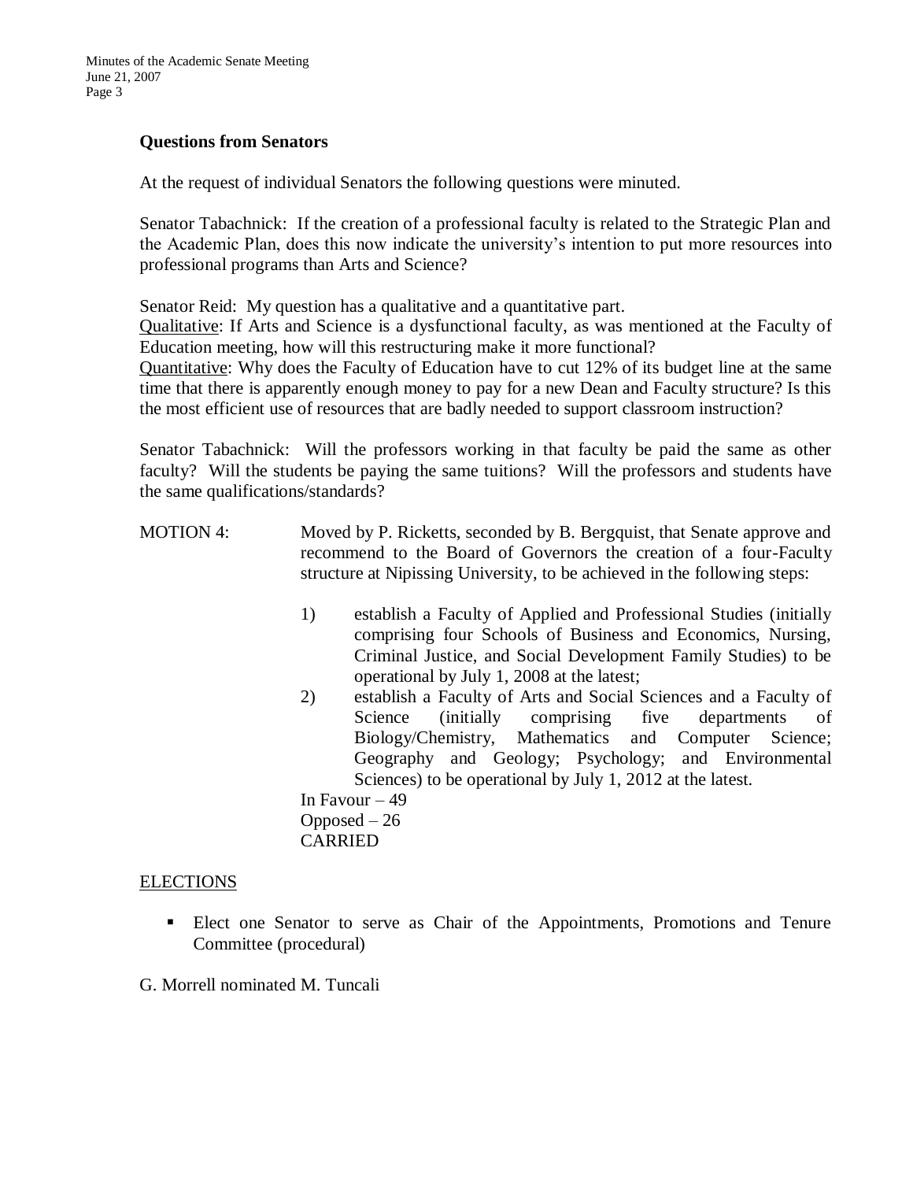### Questions from Senators

At the request of individual Senators the following questions were minuted.

Senator Tabachnick: If the creation of a professional faculty is related to the Strategic Plan and the Academic Plan, does this now indicate the university's intention to put more resources into professional programs than Arts and Science?

Senator Reid: My question has a qualitative and a quantitative part.
Qualitative: If Arts and Science is a dysfunctional faculty, as was mentioned at the Faculty of Education meeting, how will this restructuring make it more functional?
Quantitative: Why does the Faculty of Education have to cut 12% of its budget line at the same time that there is apparently enough money to pay for a new Dean and Faculty structure? Is this the most efficient use of resources that are badly needed to support classroom instruction?

Senator Tabachnick: Will the professors working in that faculty be paid the same as other faculty? Will the students be paying the same tuitions? Will the professors and students have the same qualifications/standards?

MOTION 4: Moved by P. Ricketts, seconded by B. Bergquist, that Senate approve and recommend to the Board of Governors the creation of a four-Faculty structure at Nipissing University, to be achieved in the following steps:

1) establish a Faculty of Applied and Professional Studies (initially comprising four Schools of Business and Economics, Nursing, Criminal Justice, and Social Development Family Studies) to be operational by July 1, 2008 at the latest;
2) establish a Faculty of Arts and Social Sciences and a Faculty of Science (initially comprising five departments of Biology/Chemistry, Mathematics and Computer Science; Geography and Geology; Psychology; and Environmental Sciences) to be operational by July 1, 2012 at the latest.

In Favour – 49
Opposed – 26
CARRIED

ELECTIONS

- Elect one Senator to serve as Chair of the Appointments, Promotions and Tenure Committee (procedural)

G. Morrell nominated M. Tuncali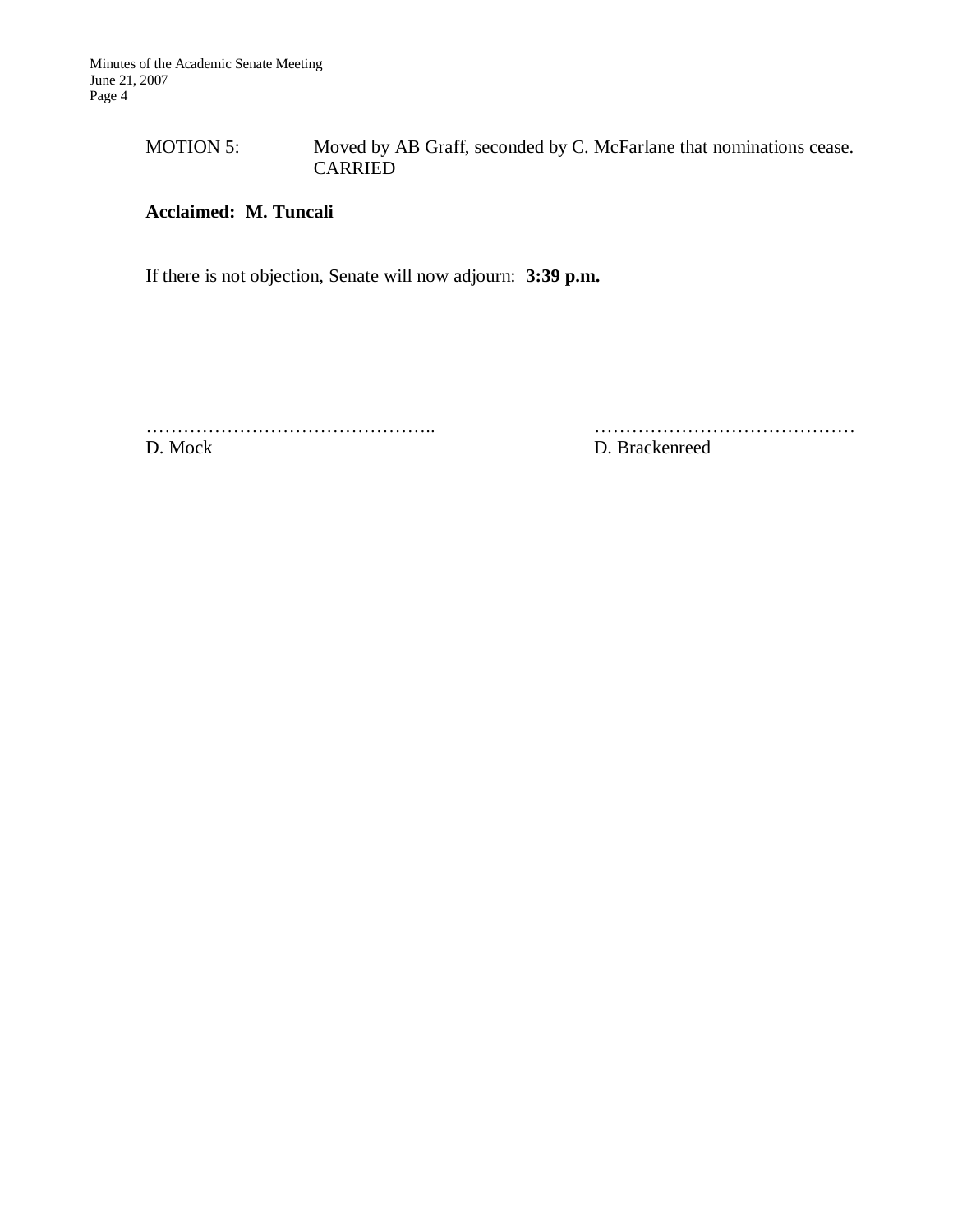MOTION 5: Moved by AB Graff, seconded by C. McFarlane that nominations cease. CARRIED

**Acclaimed: M. Tuncali**

If there is not objection, Senate will now adjourn: **3:39 p.m.**

……………………………………….. ……………………………………

D. Mock D. Brackenreed